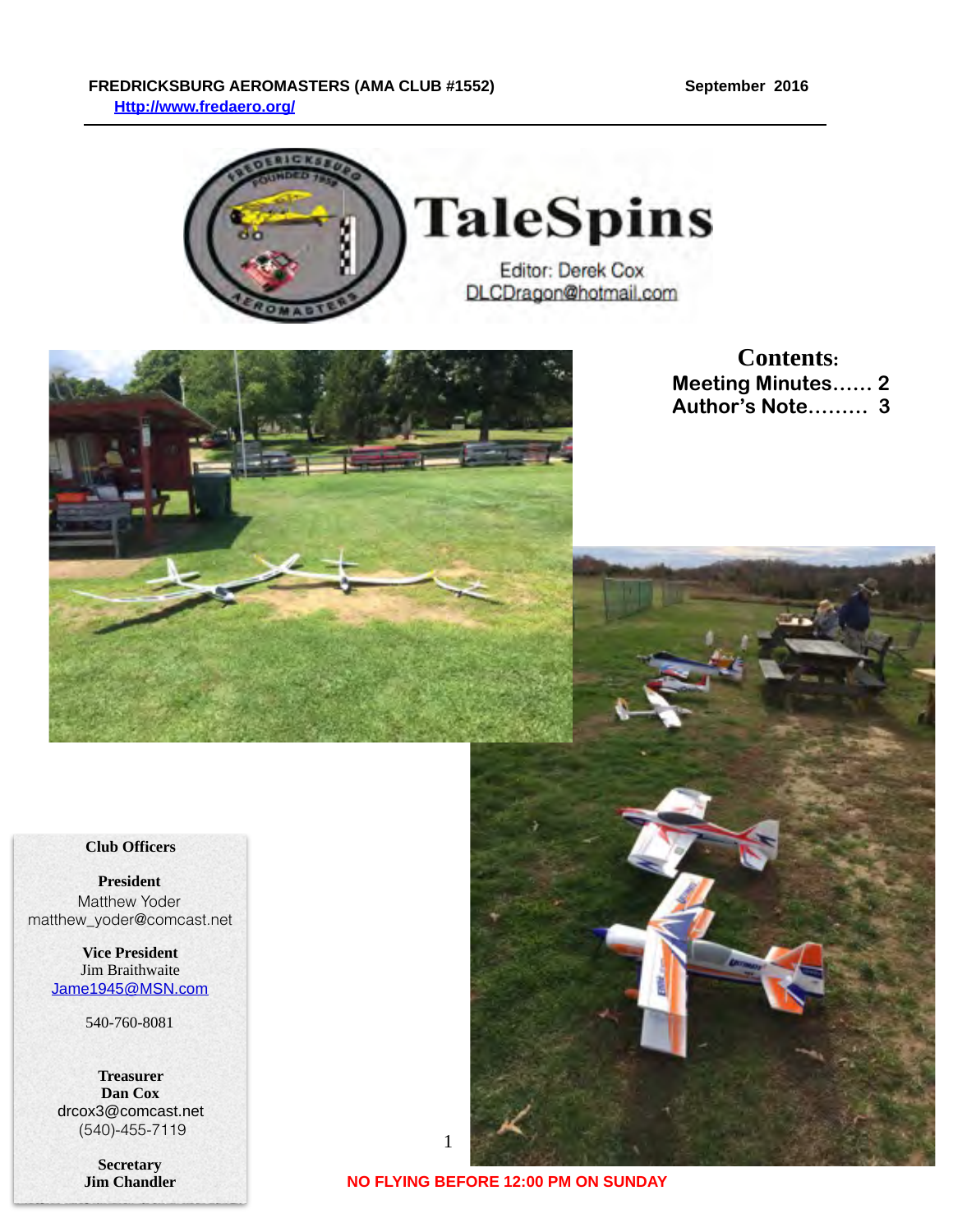**FREDRICKSBURG AEROMASTERS (AMA CLUB #1552)** **September 2016**

[Http://www.fredaero.org/](http://www.fredaero.org/)

# TaleSpins

Editor: Derek Cox
DLCDragon@hotmail.com

## Contents:

**Meeting Minutes…… 2**
**Author's Note……… 3**

**Club Officers**

**President**
Matthew Yoder
matthew_yoder@comcast.net

**Vice President**
Jim Braithwaite
Jame1945@MSN.com

540-760-8081

**Treasurer**
**Dan Cox**
drcox3@comcast.net
(540)-455-7119

**Secretary**
**Jim Chandler**

**NO FLYING BEFORE 12:00 PM ON SUNDAY**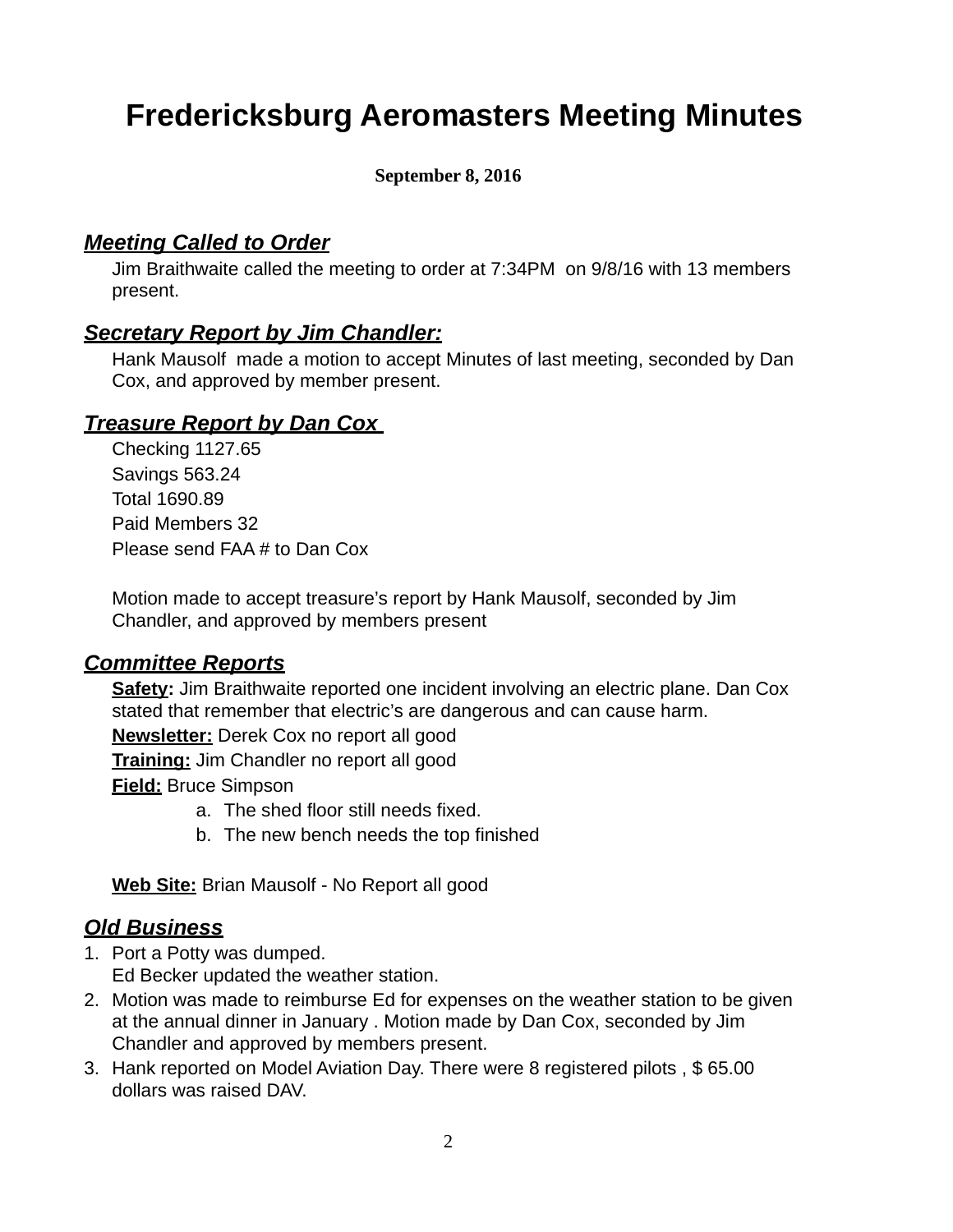# Fredericksburg Aeromasters Meeting Minutes

**September 8, 2016**

## ***Meeting Called to Order***

Jim Braithwaite called the meeting to order at 7:34PM on 9/8/16 with 13 members present.

## ***Secretary Report by Jim Chandler:***

Hank Mausolf made a motion to accept Minutes of last meeting, seconded by Dan Cox, and approved by member present.

## ***Treasure Report by Dan Cox***

Checking 1127.65

Savings 563.24

Total 1690.89

Paid Members 32

Please send FAA # to Dan Cox

Motion made to accept treasure's report by Hank Mausolf, seconded by Jim Chandler, and approved by members present

## ***Committee Reports***

**Safety:** Jim Braithwaite reported one incident involving an electric plane. Dan Cox stated that remember that electric's are dangerous and can cause harm.

**Newsletter:** Derek Cox no report all good

**Training:** Jim Chandler no report all good

**Field:** Bruce Simpson

a. The shed floor still needs fixed.
b. The new bench needs the top finished

**Web Site:** Brian Mausolf - No Report all good

## ***Old Business***

1. Port a Potty was dumped.
   Ed Becker updated the weather station.
2. Motion was made to reimburse Ed for expenses on the weather station to be given at the annual dinner in January . Motion made by Dan Cox, seconded by Jim Chandler and approved by members present.
3. Hank reported on Model Aviation Day. There were 8 registered pilots , $ 65.00 dollars was raised DAV.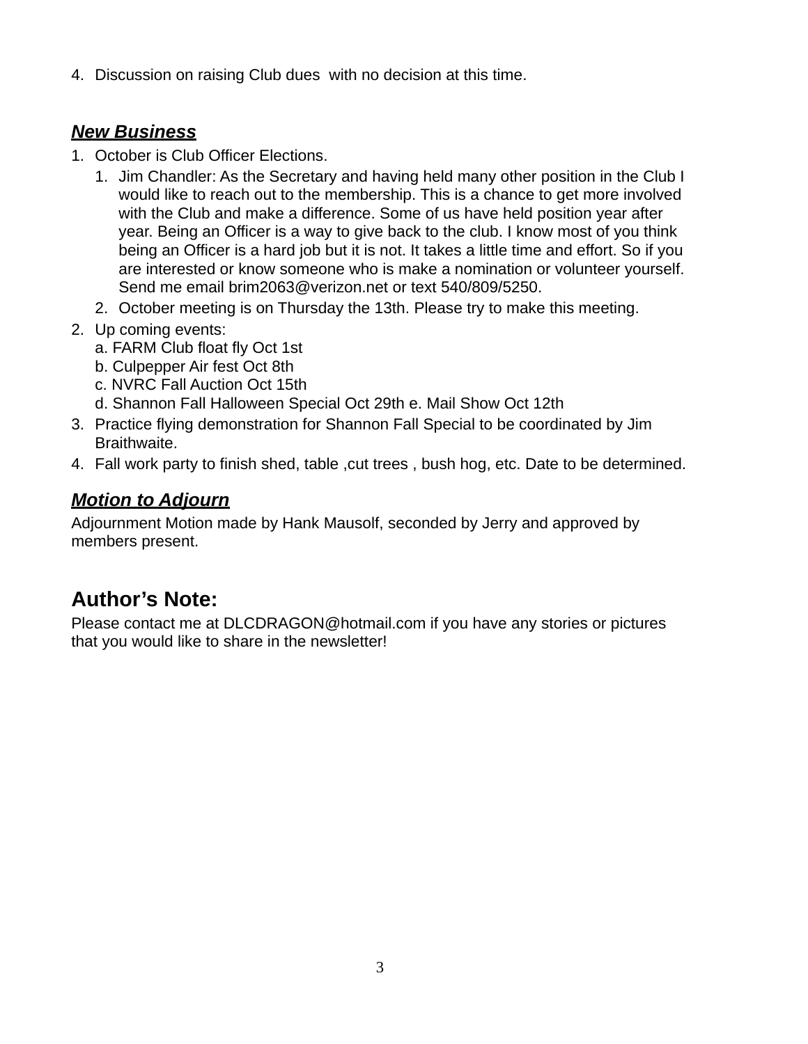4. Discussion on raising Club dues with no decision at this time.

## ***New Business***

1. October is Club Officer Elections.
   1. Jim Chandler: As the Secretary and having held many other position in the Club I would like to reach out to the membership. This is a chance to get more involved with the Club and make a difference. Some of us have held position year after year. Being an Officer is a way to give back to the club. I know most of you think being an Officer is a hard job but it is not. It takes a little time and effort. So if you are interested or know someone who is make a nomination or volunteer yourself. Send me email brim2063@verizon.net or text 540/809/5250.
   2. October meeting is on Thursday the 13th. Please try to make this meeting.
2. Up coming events:
   a. FARM Club float fly Oct 1st
   b. Culpepper Air fest Oct 8th
   c. NVRC Fall Auction Oct 15th
   d. Shannon Fall Halloween Special Oct 29th e. Mail Show Oct 12th
3. Practice flying demonstration for Shannon Fall Special to be coordinated by Jim Braithwaite.
4. Fall work party to finish shed, table ,cut trees , bush hog, etc. Date to be determined.

## ***Motion to Adjourn***

Adjournment Motion made by Hank Mausolf, seconded by Jerry and approved by members present.

# Author's Note:

Please contact me at DLCDRAGON@hotmail.com if you have any stories or pictures that you would like to share in the newsletter!